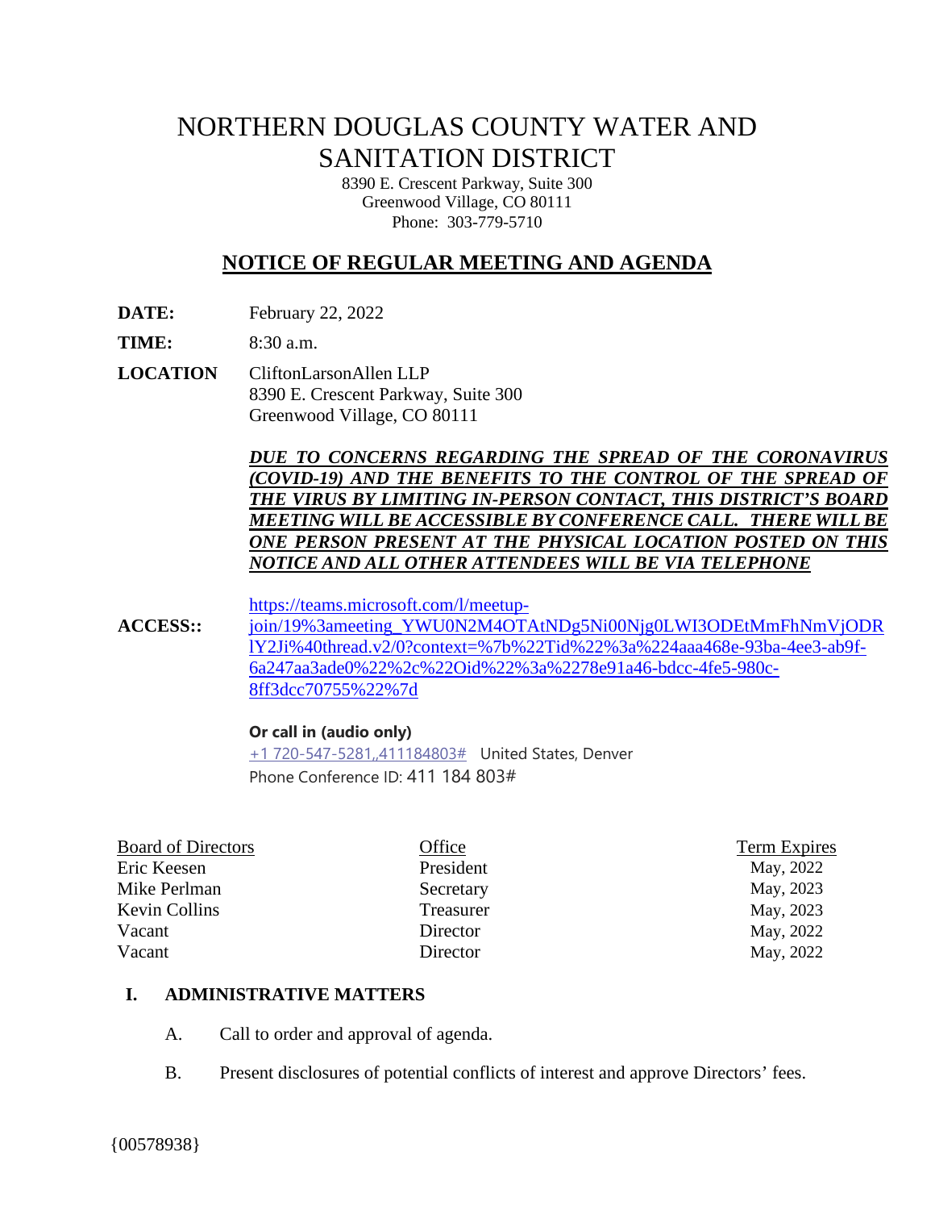# NORTHERN DOUGLAS COUNTY WATER AND SANITATION DISTRICT

8390 E. Crescent Parkway, Suite 300
Greenwood Village, CO 80111
Phone: 303-779-5710

## NOTICE OF REGULAR MEETING AND AGENDA

**DATE:** February 22, 2022

**TIME:** 8:30 a.m.

**LOCATION** ClifttonLarsonAllen LLP
8390 E. Crescent Parkway, Suite 300
Greenwood Village, CO 80111

***DUE TO CONCERNS REGARDING THE SPREAD OF THE CORONAVIRUS (COVID-19) AND THE BENEFITS TO THE CONTROL OF THE SPREAD OF THE VIRUS BY LIMITING IN-PERSON CONTACT, THIS DISTRICT'S BOARD MEETING WILL BE ACCESSIBLE BY CONFERENCE CALL. THERE WILL BE ONE PERSON PRESENT AT THE PHYSICAL LOCATION POSTED ON THIS NOTICE AND ALL OTHER ATTENDEES WILL BE VIA TELEPHONE***

**ACCESS::** https://teams.microsoft.com/l/meetup-join/19%3ameeting_YWU0N2M4OTAtNDg5Ni00Njg0LWI3ODEtMmFhNmVjODRlY2Ji%40thread.v2/0?context=%7b%22Tid%22%3a%224aaa468e-93ba-4ee3-ab9f-6a247aa3ade0%22%2c%22Oid%22%3a%2278e91a46-bdcc-4fe5-980c-8ff3dcc70755%22%7d

**Or call in (audio only)**
+1 720-547-5281,,411184803# United States, Denver
Phone Conference ID: 411 184 803#

| Board of Directors | Office | Term Expires |
|---|---|---|
| Eric Keesen | President | May, 2022 |
| Mike Perlman | Secretary | May, 2023 |
| Kevin Collins | Treasurer | May, 2023 |
| Vacant | Director | May, 2022 |
| Vacant | Director | May, 2022 |

## I. ADMINISTRATIVE MATTERS

A. Call to order and approval of agenda.

B. Present disclosures of potential conflicts of interest and approve Directors' fees.

{00578938}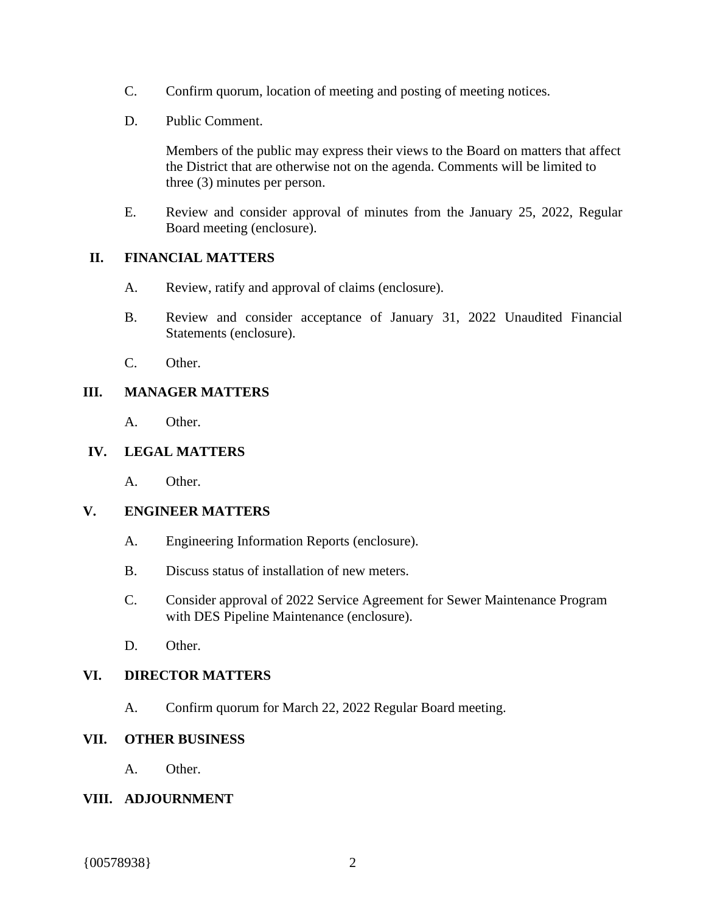C. Confirm quorum, location of meeting and posting of meeting notices.

D. Public Comment.

Members of the public may express their views to the Board on matters that affect the District that are otherwise not on the agenda. Comments will be limited to three (3) minutes per person.

E. Review and consider approval of minutes from the January 25, 2022, Regular Board meeting (enclosure).

## II. FINANCIAL MATTERS

A. Review, ratify and approval of claims (enclosure).

B. Review and consider acceptance of January 31, 2022 Unaudited Financial Statements (enclosure).

C. Other.

## III. MANAGER MATTERS

A. Other.

## IV. LEGAL MATTERS

A. Other.

## V. ENGINEER MATTERS

A. Engineering Information Reports (enclosure).

B. Discuss status of installation of new meters.

C. Consider approval of 2022 Service Agreement for Sewer Maintenance Program with DES Pipeline Maintenance (enclosure).

D. Other.

## VI. DIRECTOR MATTERS

A. Confirm quorum for March 22, 2022 Regular Board meeting.

## VII. OTHER BUSINESS

A. Other.

## VIII. ADJOURNMENT

{00578938}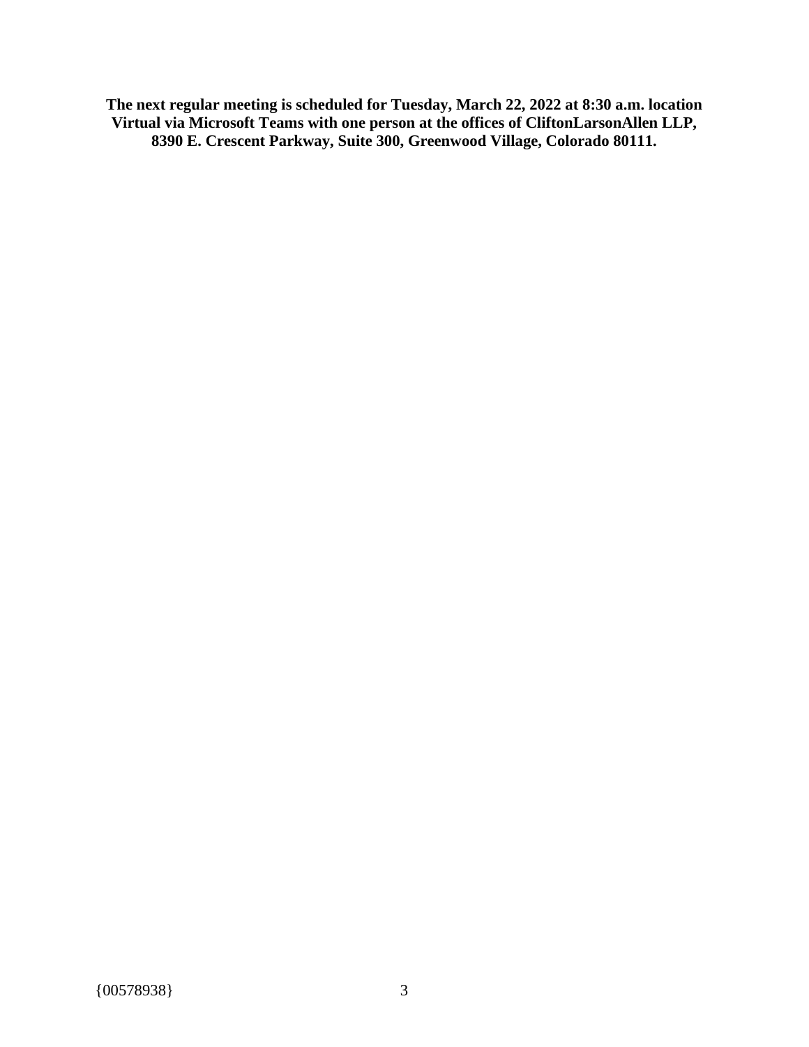**The next regular meeting is scheduled for Tuesday, March 22, 2022 at 8:30 a.m. location Virtual via Microsoft Teams with one person at the offices of CliftonLarsonAllen LLP, 8390 E. Crescent Parkway, Suite 300, Greenwood Village, Colorado 80111.**

{00578938}